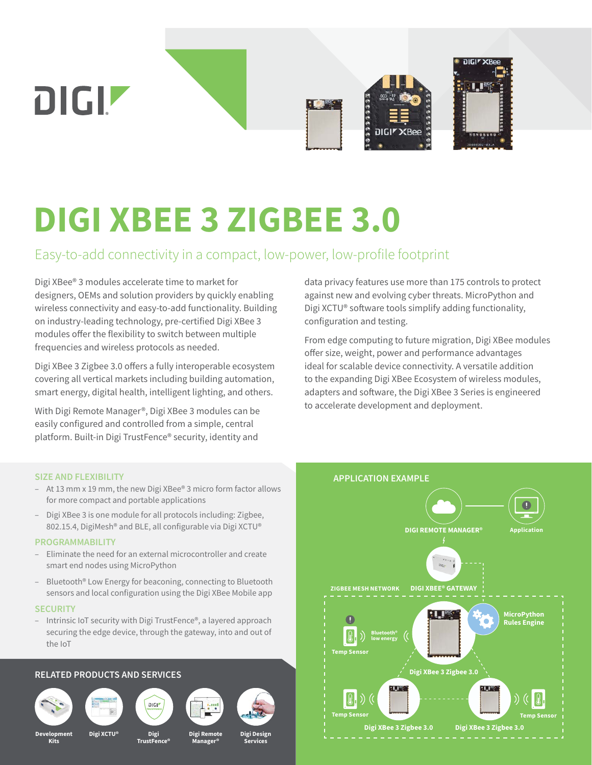# DIGI XBEE 3 ZIGBEE 3.0

## Easy-to-add connectivity in a compact, low-power, low-profile footprint

Digi XBee® 3 modules accelerate time to market for designers, OEMs and solution providers by quickly enabling wireless connectivity and easy-to-add functionality. Building on industry-leading technology, pre-certified Digi XBee 3 modules offer the flexibility to switch between multiple frequencies and wireless protocols as needed.

Digi XBee 3 Zigbee 3.0 offers a fully interoperable ecosystem covering all vertical markets including building automation, smart energy, digital health, intelligent lighting, and others.

With Digi Remote Manager®, Digi XBee 3 modules can be easily configured and controlled from a simple, central platform. Built-in Digi TrustFence® security, identity and data privacy features use more than 175 controls to protect against new and evolving cyber threats. MicroPython and Digi XCTU® software tools simplify adding functionality, configuration and testing.

From edge computing to future migration, Digi XBee modules offer size, weight, power and performance advantages ideal for scalable device connectivity. A versatile addition to the expanding Digi XBee Ecosystem of wireless modules, adapters and software, the Digi XBee 3 Series is engineered to accelerate development and deployment.

### SIZE AND FLEXIBILITY

- At 13 mm x 19 mm, the new Digi XBee® 3 micro form factor allows for more compact and portable applications
- Digi XBee 3 is one module for all protocols including: Zigbee, 802.15.4, DigiMesh® and BLE, all configurable via Digi XCTU®

### PROGRAMMABILITY

- Eliminate the need for an external microcontroller and create smart end nodes using MicroPython
- Bluetooth® Low Energy for beaconing, connecting to Bluetooth sensors and local configuration using the Digi XBee Mobile app

### SECURITY

- Intrinsic IoT security with Digi TrustFence®, a layered approach securing the edge device, through the gateway, into and out of the IoT

### RELATED PRODUCTS AND SERVICES

Development Kits | Digi XCTU® | Digi TrustFence® | Digi Remote Manager® | Digi Design Services

### APPLICATION EXAMPLE

DIGI REMOTE MANAGER® — Application

DIGI XBEE® GATEWAY

ZIGBEE MESH NETWORK

Temp Sensor — Bluetooth® low energy — Digi XBee 3 Zigbee 3.0 — MicroPython Rules Engine

Temp Sensor — Digi XBee 3 Zigbee 3.0

Digi XBee 3 Zigbee 3.0 — Temp Sensor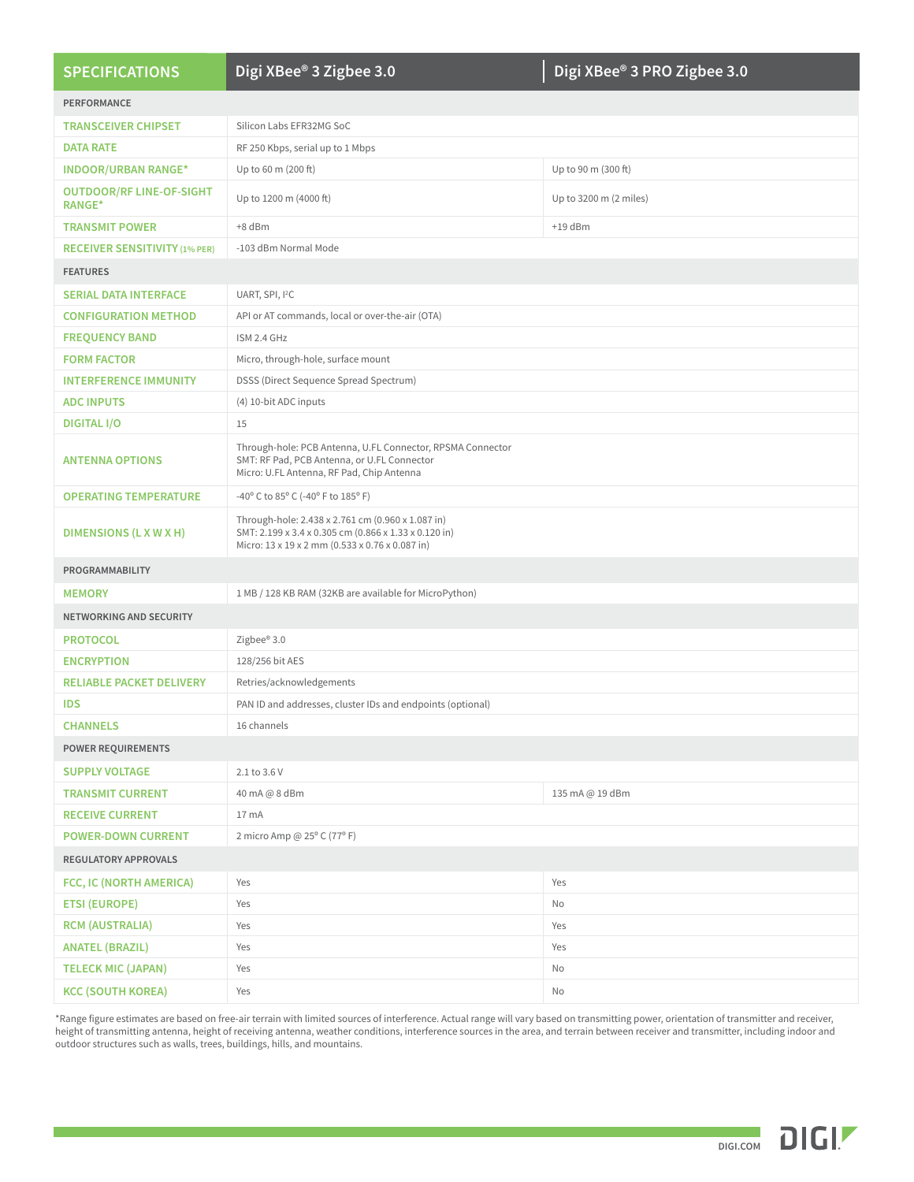| SPECIFICATIONS | Digi XBee® 3 Zigbee 3.0 | Digi XBee® 3 PRO Zigbee 3.0 |
|---|---|---|
| **PERFORMANCE** | | |
| TRANSCEIVER CHIPSET | Silicon Labs EFR32MG SoC | |
| DATA RATE | RF 250 Kbps, serial up to 1 Mbps | |
| INDOOR/URBAN RANGE* | Up to 60 m (200 ft) | Up to 90 m (300 ft) |
| OUTDOOR/RF LINE-OF-SIGHT RANGE* | Up to 1200 m (4000 ft) | Up to 3200 m (2 miles) |
| TRANSMIT POWER | +8 dBm | +19 dBm |
| RECEIVER SENSITIVITY (1% PER) | -103 dBm Normal Mode | |
| **FEATURES** | | |
| SERIAL DATA INTERFACE | UART, SPI, I²C | |
| CONFIGURATION METHOD | API or AT commands, local or over-the-air (OTA) | |
| FREQUENCY BAND | ISM 2.4 GHz | |
| FORM FACTOR | Micro, through-hole, surface mount | |
| INTERFERENCE IMMUNITY | DSSS (Direct Sequence Spread Spectrum) | |
| ADC INPUTS | (4) 10-bit ADC inputs | |
| DIGITAL I/O | 15 | |
| ANTENNA OPTIONS | Through-hole: PCB Antenna, U.FL Connector, RPSMA Connector<br>SMT: RF Pad, PCB Antenna, or U.FL Connector<br>Micro: U.FL Antenna, RF Pad, Chip Antenna | |
| OPERATING TEMPERATURE | -40° C to 85° C (-40° F to 185° F) | |
| DIMENSIONS (L X W X H) | Through-hole: 2.438 x 2.761 cm (0.960 x 1.087 in)<br>SMT: 2.199 x 3.4 x 0.305 cm (0.866 x 1.33 x 0.120 in)<br>Micro: 13 x 19 x 2 mm (0.533 x 0.76 x 0.087 in) | |
| **PROGRAMMABILITY** | | |
| MEMORY | 1 MB / 128 KB RAM (32KB are available for MicroPython) | |
| **NETWORKING AND SECURITY** | | |
| PROTOCOL | Zigbee® 3.0 | |
| ENCRYPTION | 128/256 bit AES | |
| RELIABLE PACKET DELIVERY | Retries/acknowledgements | |
| IDS | PAN ID and addresses, cluster IDs and endpoints (optional) | |
| CHANNELS | 16 channels | |
| **POWER REQUIREMENTS** | | |
| SUPPLY VOLTAGE | 2.1 to 3.6 V | |
| TRANSMIT CURRENT | 40 mA @ 8 dBm | 135 mA @ 19 dBm |
| RECEIVE CURRENT | 17 mA | |
| POWER-DOWN CURRENT | 2 micro Amp @ 25° C (77° F) | |
| **REGULATORY APPROVALS** | | |
| FCC, IC (NORTH AMERICA) | Yes | Yes |
| ETSI (EUROPE) | Yes | No |
| RCM (AUSTRALIA) | Yes | Yes |
| ANATEL (BRAZIL) | Yes | Yes |
| TELECK MIC (JAPAN) | Yes | No |
| KCC (SOUTH KOREA) | Yes | No |

*Range figure estimates are based on free-air terrain with limited sources of interference. Actual range will vary based on transmitting power, orientation of transmitter and receiver, height of transmitting antenna, height of receiving antenna, weather conditions, interference sources in the area, and terrain between receiver and transmitter, including indoor and outdoor structures such as walls, trees, buildings, hills, and mountains.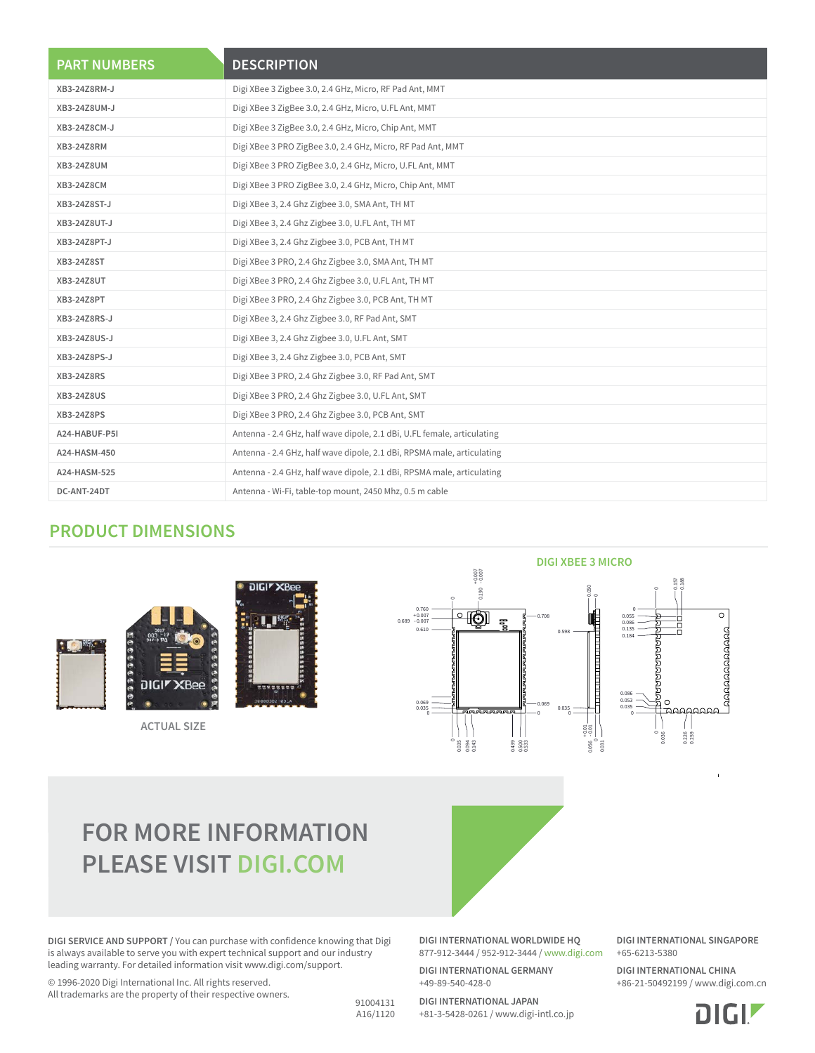| PART NUMBERS | DESCRIPTION |
| --- | --- |
| XB3-24Z8RM-J | Digi XBee 3 Zigbee 3.0, 2.4 GHz, Micro, RF Pad Ant, MMT |
| XB3-24Z8UM-J | Digi XBee 3 ZigBee 3.0, 2.4 GHz, Micro, U.FL Ant, MMT |
| XB3-24Z8CM-J | Digi XBee 3 ZigBee 3.0, 2.4 GHz, Micro, Chip Ant, MMT |
| XB3-24Z8RM | Digi XBee 3 PRO ZigBee 3.0, 2.4 GHz, Micro, RF Pad Ant, MMT |
| XB3-24Z8UM | Digi XBee 3 PRO ZigBee 3.0, 2.4 GHz, Micro, U.FL Ant, MMT |
| XB3-24Z8CM | Digi XBee 3 PRO ZigBee 3.0, 2.4 GHz, Micro, Chip Ant, MMT |
| XB3-24Z8ST-J | Digi XBee 3, 2.4 Ghz Zigbee 3.0, SMA Ant, TH MT |
| XB3-24Z8UT-J | Digi XBee 3, 2.4 Ghz Zigbee 3.0, U.FL Ant, TH MT |
| XB3-24Z8PT-J | Digi XBee 3, 2.4 Ghz Zigbee 3.0, PCB Ant, TH MT |
| XB3-24Z8ST | Digi XBee 3 PRO, 2.4 Ghz Zigbee 3.0, SMA Ant, TH MT |
| XB3-24Z8UT | Digi XBee 3 PRO, 2.4 Ghz Zigbee 3.0, U.FL Ant, TH MT |
| XB3-24Z8PT | Digi XBee 3 PRO, 2.4 Ghz Zigbee 3.0, PCB Ant, TH MT |
| XB3-24Z8RS-J | Digi XBee 3, 2.4 Ghz Zigbee 3.0, RF Pad Ant, SMT |
| XB3-24Z8US-J | Digi XBee 3, 2.4 Ghz Zigbee 3.0, U.FL Ant, SMT |
| XB3-24Z8PS-J | Digi XBee 3, 2.4 Ghz Zigbee 3.0, PCB Ant, SMT |
| XB3-24Z8RS | Digi XBee 3 PRO, 2.4 Ghz Zigbee 3.0, RF Pad Ant, SMT |
| XB3-24Z8US | Digi XBee 3 PRO, 2.4 Ghz Zigbee 3.0, U.FL Ant, SMT |
| XB3-24Z8PS | Digi XBee 3 PRO, 2.4 Ghz Zigbee 3.0, PCB Ant, SMT |
| A24-HABUF-P5I | Antenna - 2.4 GHz, half wave dipole, 2.1 dBi, U.FL female, articulating |
| A24-HASM-450 | Antenna - 2.4 GHz, half wave dipole, 2.1 dBi, RPSMA male, articulating |
| A24-HASM-525 | Antenna - 2.4 GHz, half wave dipole, 2.1 dBi, RPSMA male, articulating |
| DC-ANT-24DT | Antenna - Wi-Fi, table-top mount, 2450 Mhz, 0.5 m cable |

## PRODUCT DIMENSIONS

ACTUAL SIZE

DIGI XBEE 3 MICRO

0.760
+0.007
0.689 -0.007
0.610
0.708
0.069
0.035
0
0.069
0
0.190 +0.007 -0.007
0
0.035
0.094
0.143
0.439
0.500
0.533
0.050
0
0.598
0.035
0
+.001 -.001
0.056
0
0.031
0
0.157
0.188
0
0.055
0.086
0.135
0.184
0.086
0.053
0.035
0
0
0.036
0.226
0.259

# FOR MORE INFORMATION PLEASE VISIT DIGI.COM

**DIGI SERVICE AND SUPPORT** / You can purchase with confidence knowing that Digi is always available to serve you with expert technical support and our industry leading warranty. For detailed information visit www.digi.com/support.

© 1996-2020 Digi International Inc. All rights reserved.
All trademarks are the property of their respective owners.

91004131
A16/1120

**DIGI INTERNATIONAL WORLDWIDE HQ**
877-912-3444 / 952-912-3444 / www.digi.com

**DIGI INTERNATIONAL GERMANY**
+49-89-540-428-0

**DIGI INTERNATIONAL JAPAN**
+81-3-5428-0261 / www.digi-intl.co.jp

**DIGI INTERNATIONAL SINGAPORE**
+65-6213-5380

**DIGI INTERNATIONAL CHINA**
+86-21-50492199 / www.digi.com.cn